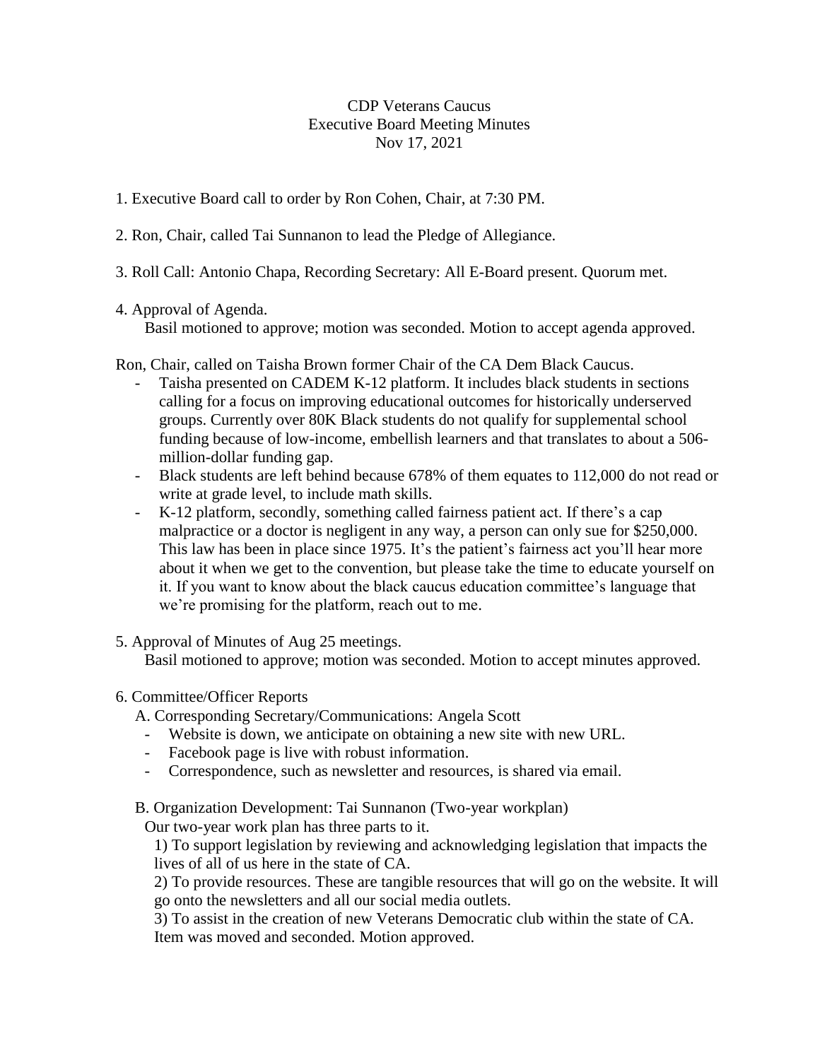CDP Veterans Caucus
Executive Board Meeting Minutes
Nov 17, 2021

1. Executive Board call to order by Ron Cohen, Chair, at 7:30 PM.

2. Ron, Chair, called Tai Sunnanon to lead the Pledge of Allegiance.

3. Roll Call: Antonio Chapa, Recording Secretary: All E-Board present. Quorum met.

4. Approval of Agenda.
   Basil motioned to approve; motion was seconded. Motion to accept agenda approved.

Ron, Chair, called on Taisha Brown former Chair of the CA Dem Black Caucus.

- Taisha presented on CADEM K-12 platform. It includes black students in sections calling for a focus on improving educational outcomes for historically underserved groups. Currently over 80K Black students do not qualify for supplemental school funding because of low-income, embellish learners and that translates to about a 506-million-dollar funding gap.
- Black students are left behind because 678% of them equates to 112,000 do not read or write at grade level, to include math skills.
- K-12 platform, secondly, something called fairness patient act. If there's a cap malpractice or a doctor is negligent in any way, a person can only sue for $250,000. This law has been in place since 1975. It's the patient's fairness act you'll hear more about it when we get to the convention, but please take the time to educate yourself on it. If you want to know about the black caucus education committee's language that we're promising for the platform, reach out to me.

5. Approval of Minutes of Aug 25 meetings.
   Basil motioned to approve; motion was seconded. Motion to accept minutes approved.

6. Committee/Officer Reports

   A. Corresponding Secretary/Communications: Angela Scott
   - Website is down, we anticipate on obtaining a new site with new URL.
   - Facebook page is live with robust information.
   - Correspondence, such as newsletter and resources, is shared via email.

   B. Organization Development: Tai Sunnanon (Two-year workplan)
   Our two-year work plan has three parts to it.
   1) To support legislation by reviewing and acknowledging legislation that impacts the lives of all of us here in the state of CA.
   2) To provide resources. These are tangible resources that will go on the website. It will go onto the newsletters and all our social media outlets.
   3) To assist in the creation of new Veterans Democratic club within the state of CA.
   Item was moved and seconded. Motion approved.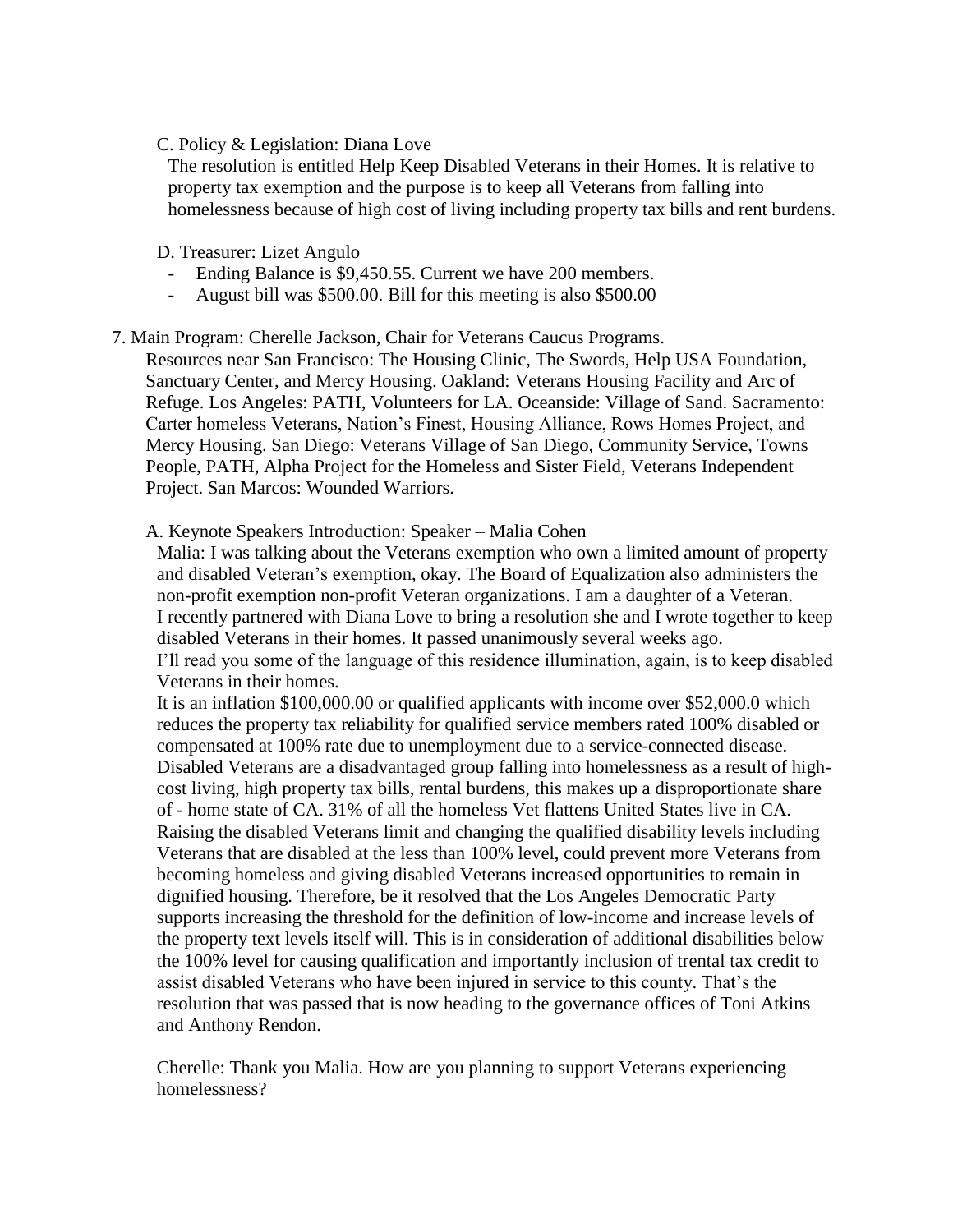C. Policy & Legislation: Diana Love

The resolution is entitled Help Keep Disabled Veterans in their Homes. It is relative to property tax exemption and the purpose is to keep all Veterans from falling into homelessness because of high cost of living including property tax bills and rent burdens.

D. Treasurer: Lizet Angulo

- Ending Balance is $9,450.55. Current we have 200 members.
- August bill was $500.00. Bill for this meeting is also $500.00

7. Main Program: Cherelle Jackson, Chair for Veterans Caucus Programs.

Resources near San Francisco: The Housing Clinic, The Swords, Help USA Foundation, Sanctuary Center, and Mercy Housing. Oakland: Veterans Housing Facility and Arc of Refuge. Los Angeles: PATH, Volunteers for LA. Oceanside: Village of Sand. Sacramento: Carter homeless Veterans, Nation's Finest, Housing Alliance, Rows Homes Project, and Mercy Housing. San Diego: Veterans Village of San Diego, Community Service, Towns People, PATH, Alpha Project for the Homeless and Sister Field, Veterans Independent Project. San Marcos: Wounded Warriors.

A. Keynote Speakers Introduction: Speaker – Malia Cohen

Malia: I was talking about the Veterans exemption who own a limited amount of property and disabled Veteran's exemption, okay. The Board of Equalization also administers the non-profit exemption non-profit Veteran organizations. I am a daughter of a Veteran. I recently partnered with Diana Love to bring a resolution she and I wrote together to keep disabled Veterans in their homes. It passed unanimously several weeks ago.
I'll read you some of the language of this residence illumination, again, is to keep disabled Veterans in their homes.
It is an inflation $100,000.00 or qualified applicants with income over $52,000.0 which reduces the property tax reliability for qualified service members rated 100% disabled or compensated at 100% rate due to unemployment due to a service-connected disease. Disabled Veterans are a disadvantaged group falling into homelessness as a result of high-cost living, high property tax bills, rental burdens, this makes up a disproportionate share of - home state of CA. 31% of all the homeless Vet flattens United States live in CA. Raising the disabled Veterans limit and changing the qualified disability levels including Veterans that are disabled at the less than 100% level, could prevent more Veterans from becoming homeless and giving disabled Veterans increased opportunities to remain in dignified housing. Therefore, be it resolved that the Los Angeles Democratic Party supports increasing the threshold for the definition of low-income and increase levels of the property text levels itself will. This is in consideration of additional disabilities below the 100% level for causing qualification and importantly inclusion of trental tax credit to assist disabled Veterans who have been injured in service to this county. That's the resolution that was passed that is now heading to the governance offices of Toni Atkins and Anthony Rendon.

Cherelle: Thank you Malia. How are you planning to support Veterans experiencing homelessness?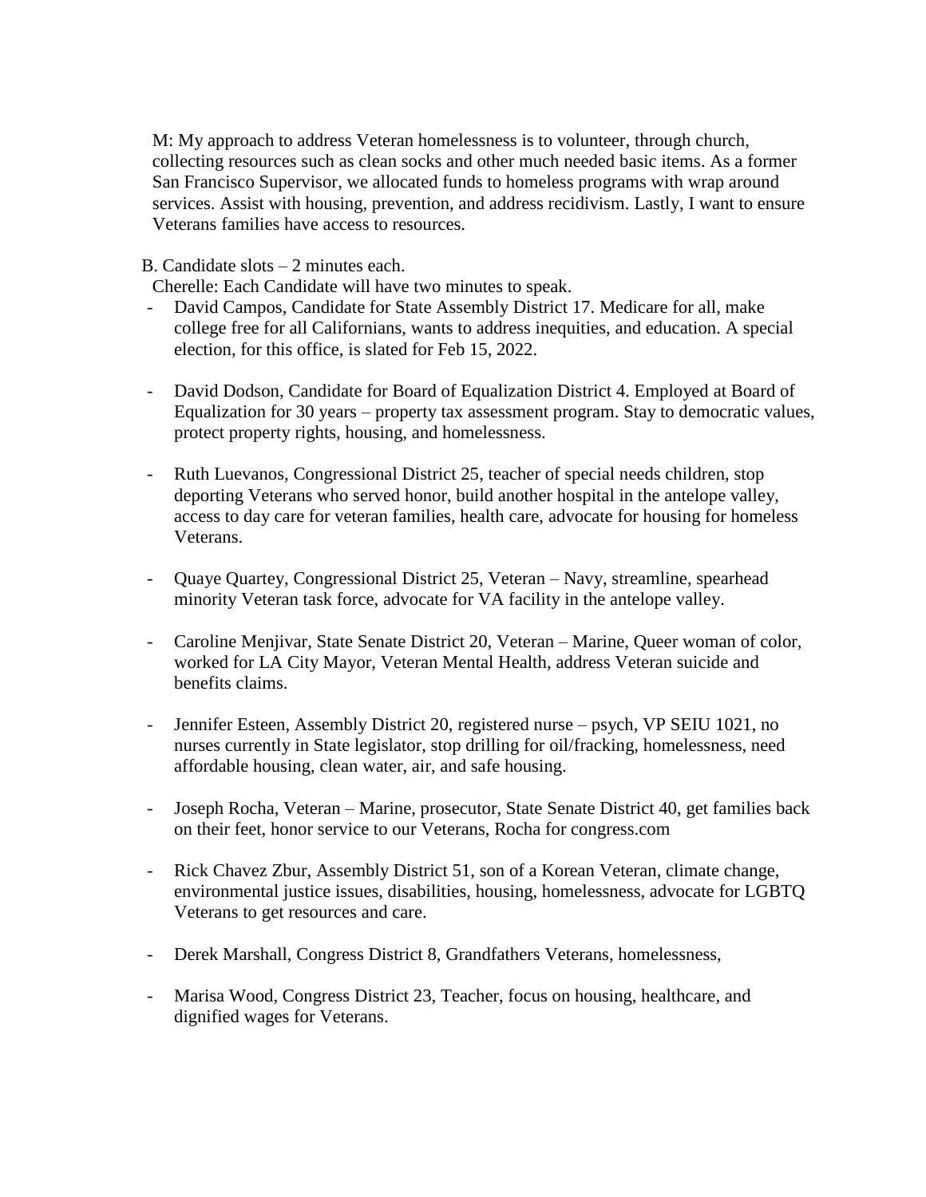M: My approach to address Veteran homelessness is to volunteer, through church, collecting resources such as clean socks and other much needed basic items. As a former San Francisco Supervisor, we allocated funds to homeless programs with wrap around services. Assist with housing, prevention, and address recidivism. Lastly, I want to ensure Veterans families have access to resources.

B. Candidate slots – 2 minutes each.

Cherelle: Each Candidate will have two minutes to speak.

- David Campos, Candidate for State Assembly District 17. Medicare for all, make college free for all Californians, wants to address inequities, and education. A special election, for this office, is slated for Feb 15, 2022.

- David Dodson, Candidate for Board of Equalization District 4. Employed at Board of Equalization for 30 years – property tax assessment program. Stay to democratic values, protect property rights, housing, and homelessness.

- Ruth Luevanos, Congressional District 25, teacher of special needs children, stop deporting Veterans who served honor, build another hospital in the antelope valley, access to day care for veteran families, health care, advocate for housing for homeless Veterans.

- Quaye Quartey, Congressional District 25, Veteran – Navy, streamline, spearhead minority Veteran task force, advocate for VA facility in the antelope valley.

- Caroline Menjivar, State Senate District 20, Veteran – Marine, Queer woman of color, worked for LA City Mayor, Veteran Mental Health, address Veteran suicide and benefits claims.

- Jennifer Esteen, Assembly District 20, registered nurse – psych, VP SEIU 1021, no nurses currently in State legislator, stop drilling for oil/fracking, homelessness, need affordable housing, clean water, air, and safe housing.

- Joseph Rocha, Veteran – Marine, prosecutor, State Senate District 40, get families back on their feet, honor service to our Veterans, Rocha for congress.com

- Rick Chavez Zbur, Assembly District 51, son of a Korean Veteran, climate change, environmental justice issues, disabilities, housing, homelessness, advocate for LGBTQ Veterans to get resources and care.

- Derek Marshall, Congress District 8, Grandfathers Veterans, homelessness,

- Marisa Wood, Congress District 23, Teacher, focus on housing, healthcare, and dignified wages for Veterans.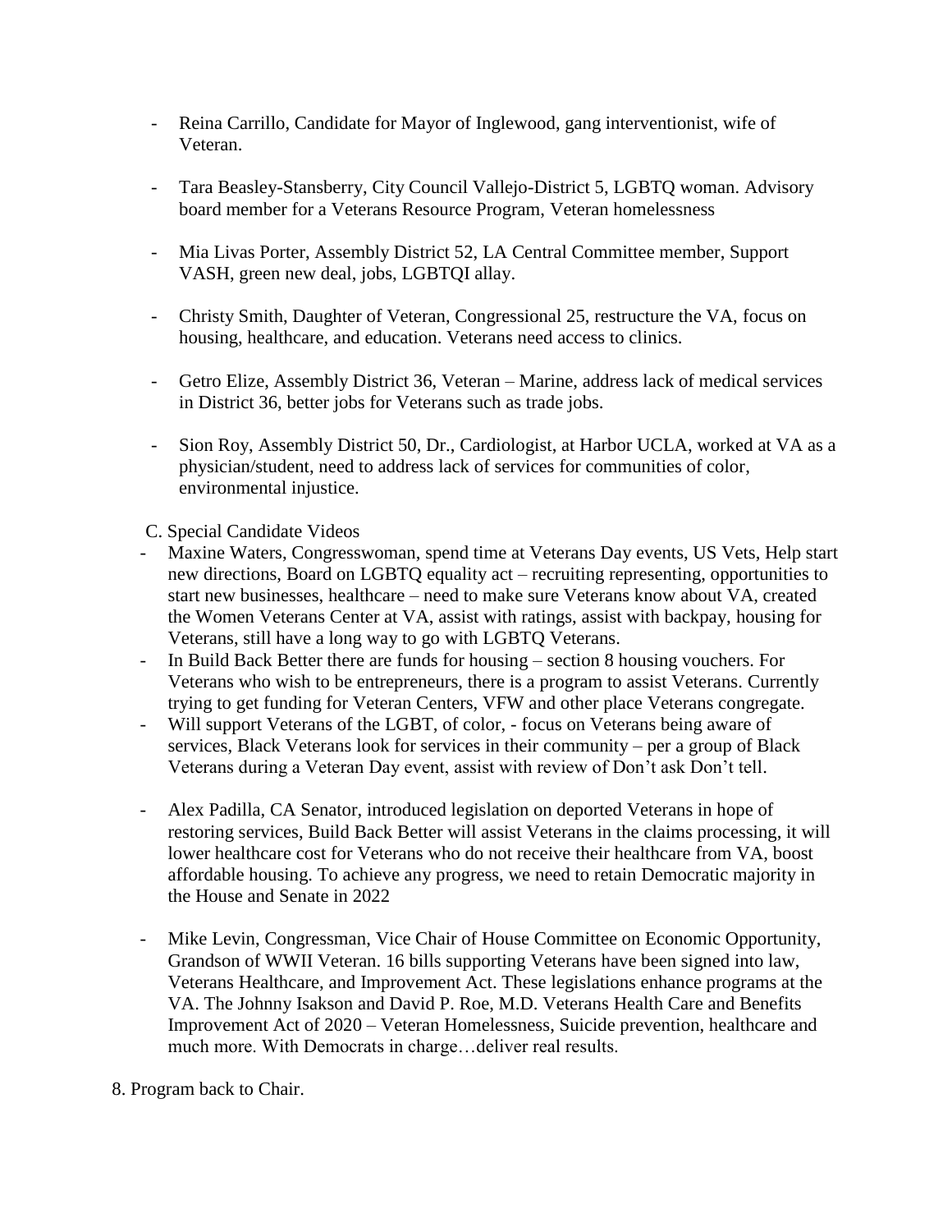- Reina Carrillo, Candidate for Mayor of Inglewood, gang interventionist, wife of Veteran.

- Tara Beasley-Stansberry, City Council Vallejo-District 5, LGBTQ woman. Advisory board member for a Veterans Resource Program, Veteran homelessness

- Mia Livas Porter, Assembly District 52, LA Central Committee member, Support VASH, green new deal, jobs, LGBTQI allay.

- Christy Smith, Daughter of Veteran, Congressional 25, restructure the VA, focus on housing, healthcare, and education. Veterans need access to clinics.

- Getro Elize, Assembly District 36, Veteran – Marine, address lack of medical services in District 36, better jobs for Veterans such as trade jobs.

- Sion Roy, Assembly District 50, Dr., Cardiologist, at Harbor UCLA, worked at VA as a physician/student, need to address lack of services for communities of color, environmental injustice.

C. Special Candidate Videos

- Maxine Waters, Congresswoman, spend time at Veterans Day events, US Vets, Help start new directions, Board on LGBTQ equality act – recruiting representing, opportunities to start new businesses, healthcare – need to make sure Veterans know about VA, created the Women Veterans Center at VA, assist with ratings, assist with backpay, housing for Veterans, still have a long way to go with LGBTQ Veterans.
- In Build Back Better there are funds for housing – section 8 housing vouchers. For Veterans who wish to be entrepreneurs, there is a program to assist Veterans. Currently trying to get funding for Veteran Centers, VFW and other place Veterans congregate.
- Will support Veterans of the LGBT, of color, - focus on Veterans being aware of services, Black Veterans look for services in their community – per a group of Black Veterans during a Veteran Day event, assist with review of Don't ask Don't tell.

- Alex Padilla, CA Senator, introduced legislation on deported Veterans in hope of restoring services, Build Back Better will assist Veterans in the claims processing, it will lower healthcare cost for Veterans who do not receive their healthcare from VA, boost affordable housing. To achieve any progress, we need to retain Democratic majority in the House and Senate in 2022

- Mike Levin, Congressman, Vice Chair of House Committee on Economic Opportunity, Grandson of WWII Veteran. 16 bills supporting Veterans have been signed into law, Veterans Healthcare, and Improvement Act. These legislations enhance programs at the VA. The Johnny Isakson and David P. Roe, M.D. Veterans Health Care and Benefits Improvement Act of 2020 – Veteran Homelessness, Suicide prevention, healthcare and much more. With Democrats in charge…deliver real results.

8. Program back to Chair.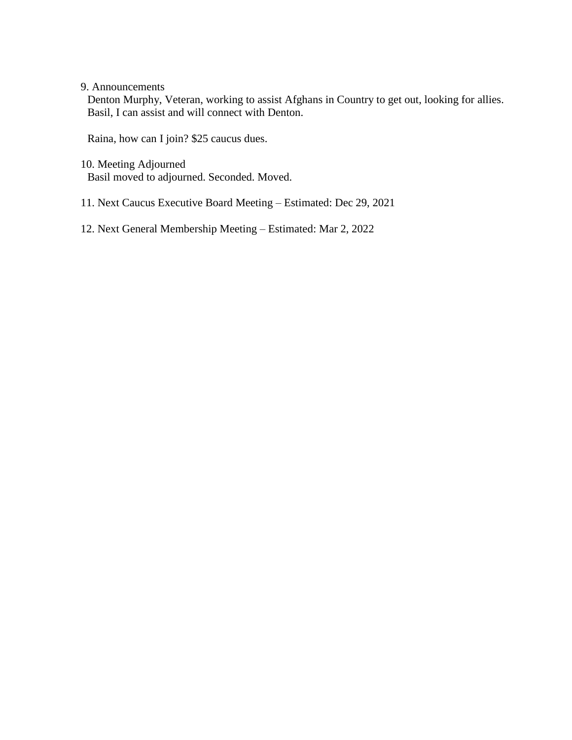9. Announcements
   Denton Murphy, Veteran, working to assist Afghans in Country to get out, looking for allies.
   Basil, I can assist and will connect with Denton.

   Raina, how can I join? $25 caucus dues.

10. Meeting Adjourned
    Basil moved to adjourned. Seconded. Moved.

11. Next Caucus Executive Board Meeting – Estimated: Dec 29, 2021

12. Next General Membership Meeting – Estimated: Mar 2, 2022